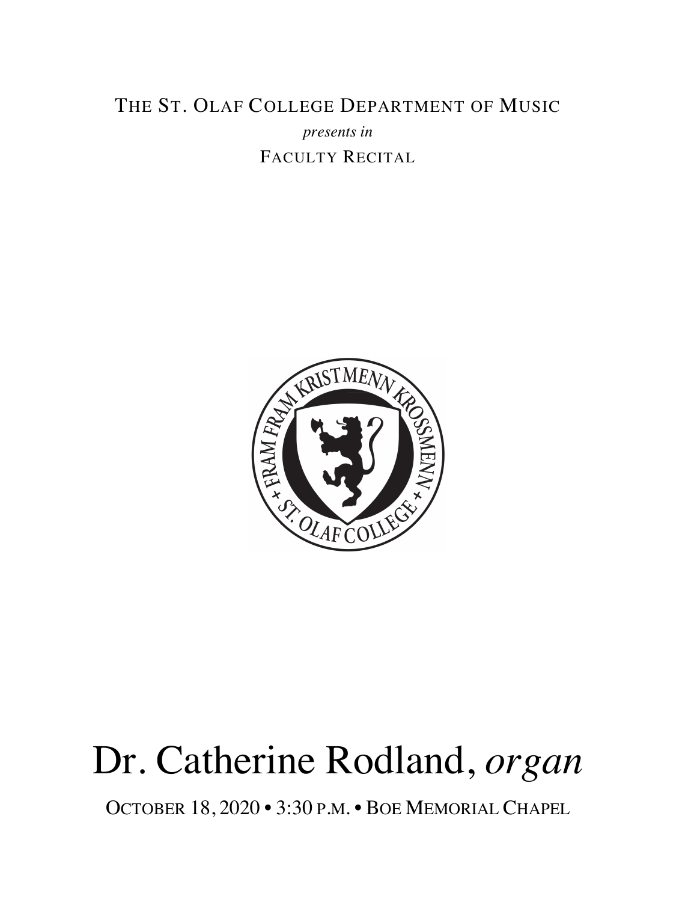The St. Olaf College Department of Music

*presents in*

Faculty Recital

# Dr. Catherine Rodland, *organ*

October 18, 2020 • 3:30 p.m. • Boe Memorial Chapel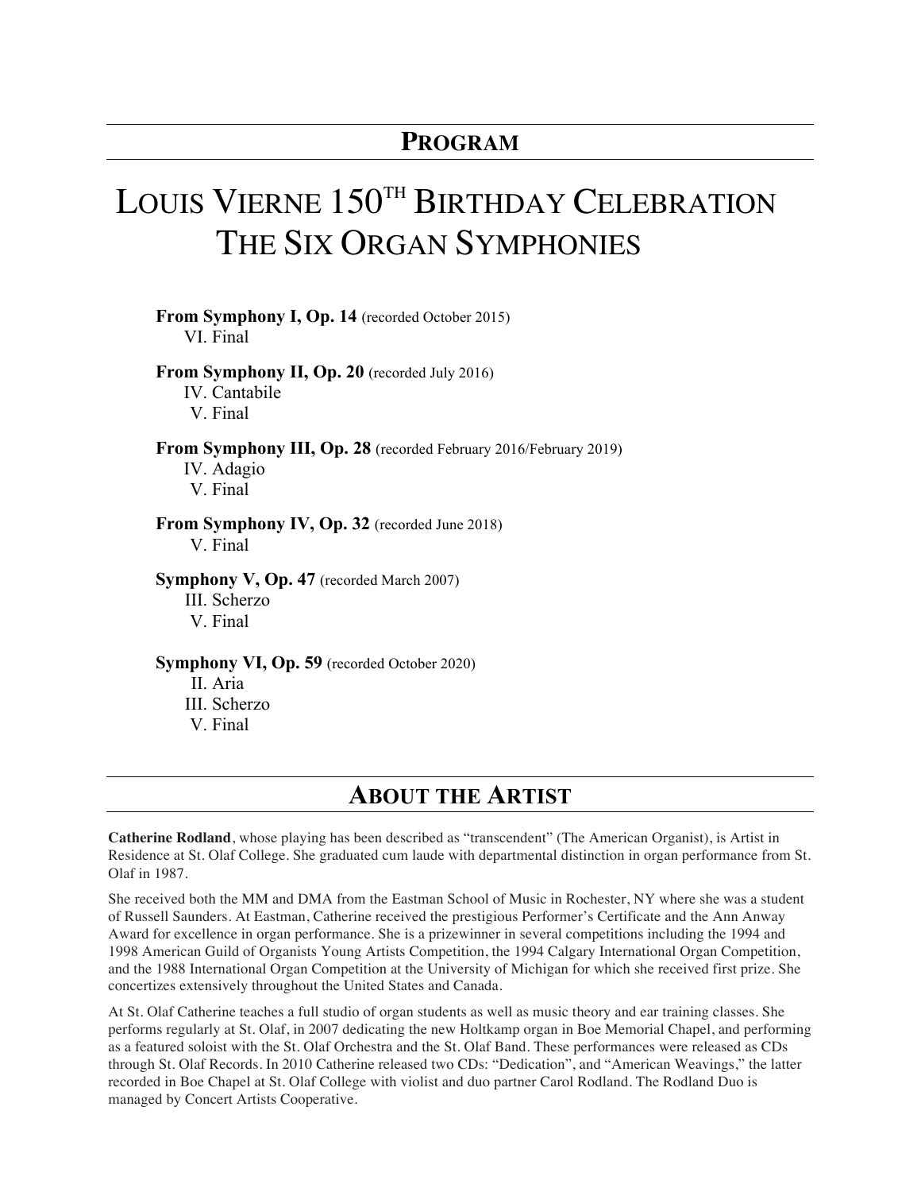## Program

# Louis Vierne 150th Birthday Celebration
# The Six Organ Symphonies

**From Symphony I, Op. 14** (recorded October 2015)
VI. Final

**From Symphony II, Op. 20** (recorded July 2016)
IV. Cantabile
V. Final

**From Symphony III, Op. 28** (recorded February 2016/February 2019)
IV. Adagio
V. Final

**From Symphony IV, Op. 32** (recorded June 2018)
V. Final

**Symphony V, Op. 47** (recorded March 2007)
III. Scherzo
V. Final

**Symphony VI, Op. 59** (recorded October 2020)
II. Aria
III. Scherzo
V. Final

## About the Artist

**Catherine Rodland**, whose playing has been described as "transcendent" (The American Organist), is Artist in Residence at St. Olaf College. She graduated cum laude with departmental distinction in organ performance from St. Olaf in 1987.

She received both the MM and DMA from the Eastman School of Music in Rochester, NY where she was a student of Russell Saunders. At Eastman, Catherine received the prestigious Performer's Certificate and the Ann Anway Award for excellence in organ performance. She is a prizewinner in several competitions including the 1994 and 1998 American Guild of Organists Young Artists Competition, the 1994 Calgary International Organ Competition, and the 1988 International Organ Competition at the University of Michigan for which she received first prize. She concertizes extensively throughout the United States and Canada.

At St. Olaf Catherine teaches a full studio of organ students as well as music theory and ear training classes. She performs regularly at St. Olaf, in 2007 dedicating the new Holtkamp organ in Boe Memorial Chapel, and performing as a featured soloist with the St. Olaf Orchestra and the St. Olaf Band. These performances were released as CDs through St. Olaf Records. In 2010 Catherine released two CDs: "Dedication", and "American Weavings," the latter recorded in Boe Chapel at St. Olaf College with violist and duo partner Carol Rodland. The Rodland Duo is managed by Concert Artists Cooperative.